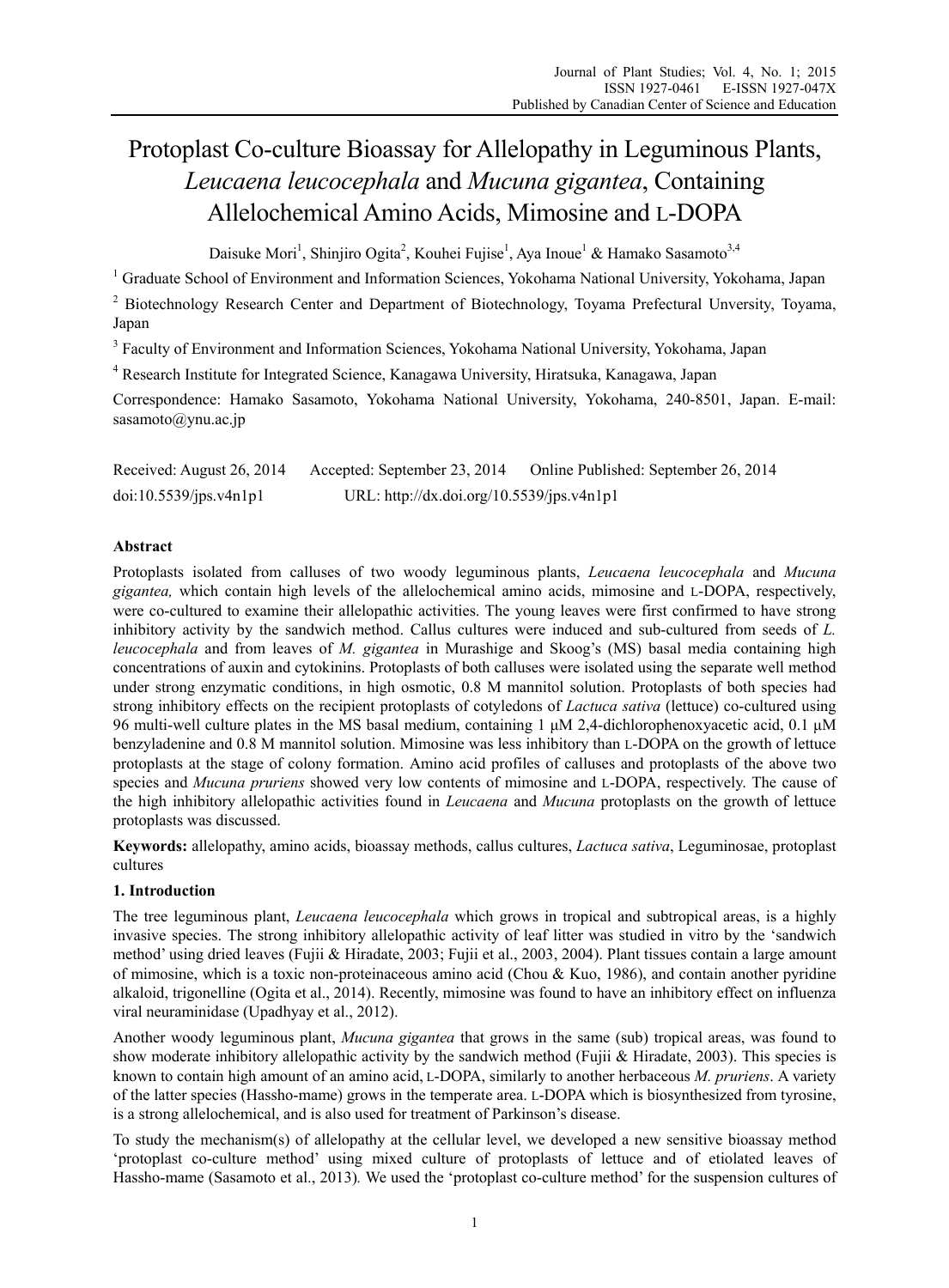# Protoplast Co-culture Bioassay for Allelopathy in Leguminous Plants, *Leucaena leucocephala* and *Mucuna gigantea*, Containing Allelochemical Amino Acids, Mimosine and L-DOPA

Daisuke Mori[1], Shinjiro Ogita[2], Kouhei Fujise[1], Aya Inoue[1] & Hamako Sasamoto[3,4]

[1] Graduate School of Environment and Information Sciences, Yokohama National University, Yokohama, Japan

[2] Biotechnology Research Center and Department of Biotechnology, Toyama Prefectural Unversity, Toyama, Japan

[3] Faculty of Environment and Information Sciences, Yokohama National University, Yokohama, Japan

[4] Research Institute for Integrated Science, Kanagawa University, Hiratsuka, Kanagawa, Japan

Correspondence: Hamako Sasamoto, Yokohama National University, Yokohama, 240-8501, Japan. E-mail: sasamoto@ynu.ac.jp

Received: August 26, 2014 Accepted: September 23, 2014 Online Published: September 26, 2014

doi:10.5539/jps.v4n1p1 URL: http://dx.doi.org/10.5539/jps.v4n1p1

## Abstract

Protoplasts isolated from calluses of two woody leguminous plants, *Leucaena leucocephala* and *Mucuna gigantea,* which contain high levels of the allelochemical amino acids, mimosine and L-DOPA, respectively, were co-cultured to examine their allelopathic activities. The young leaves were first confirmed to have strong inhibitory activity by the sandwich method. Callus cultures were induced and sub-cultured from seeds of *L. leucocephala* and from leaves of *M. gigantea* in Murashige and Skoog's (MS) basal media containing high concentrations of auxin and cytokinins. Protoplasts of both calluses were isolated using the separate well method under strong enzymatic conditions, in high osmotic, 0.8 M mannitol solution. Protoplasts of both species had strong inhibitory effects on the recipient protoplasts of cotyledons of *Lactuca sativa* (lettuce) co-cultured using 96 multi-well culture plates in the MS basal medium, containing 1 μM 2,4-dichlorophenoxyacetic acid, 0.1 μM benzyladenine and 0.8 M mannitol solution. Mimosine was less inhibitory than L-DOPA on the growth of lettuce protoplasts at the stage of colony formation. Amino acid profiles of calluses and protoplasts of the above two species and *Mucuna pruriens* showed very low contents of mimosine and L-DOPA, respectively. The cause of the high inhibitory allelopathic activities found in *Leucaena* and *Mucuna* protoplasts on the growth of lettuce protoplasts was discussed.

**Keywords:** allelopathy, amino acids, bioassay methods, callus cultures, *Lactuca sativa*, Leguminosae, protoplast cultures

## 1. Introduction

The tree leguminous plant, *Leucaena leucocephala* which grows in tropical and subtropical areas, is a highly invasive species. The strong inhibitory allelopathic activity of leaf litter was studied in vitro by the 'sandwich method' using dried leaves (Fujii & Hiradate, 2003; Fujii et al., 2003, 2004). Plant tissues contain a large amount of mimosine, which is a toxic non-proteinaceous amino acid (Chou & Kuo, 1986), and contain another pyridine alkaloid, trigonelline (Ogita et al., 2014). Recently, mimosine was found to have an inhibitory effect on influenza viral neuraminidase (Upadhyay et al., 2012).

Another woody leguminous plant, *Mucuna gigantea* that grows in the same (sub) tropical areas, was found to show moderate inhibitory allelopathic activity by the sandwich method (Fujii & Hiradate, 2003). This species is known to contain high amount of an amino acid, L-DOPA, similarly to another herbaceous *M. pruriens*. A variety of the latter species (Hassho-mame) grows in the temperate area. L-DOPA which is biosynthesized from tyrosine, is a strong allelochemical, and is also used for treatment of Parkinson's disease.

To study the mechanism(s) of allelopathy at the cellular level, we developed a new sensitive bioassay method 'protoplast co-culture method' using mixed culture of protoplasts of lettuce and of etiolated leaves of Hassho-mame (Sasamoto et al., 2013)*.* We used the 'protoplast co-culture method' for the suspension cultures of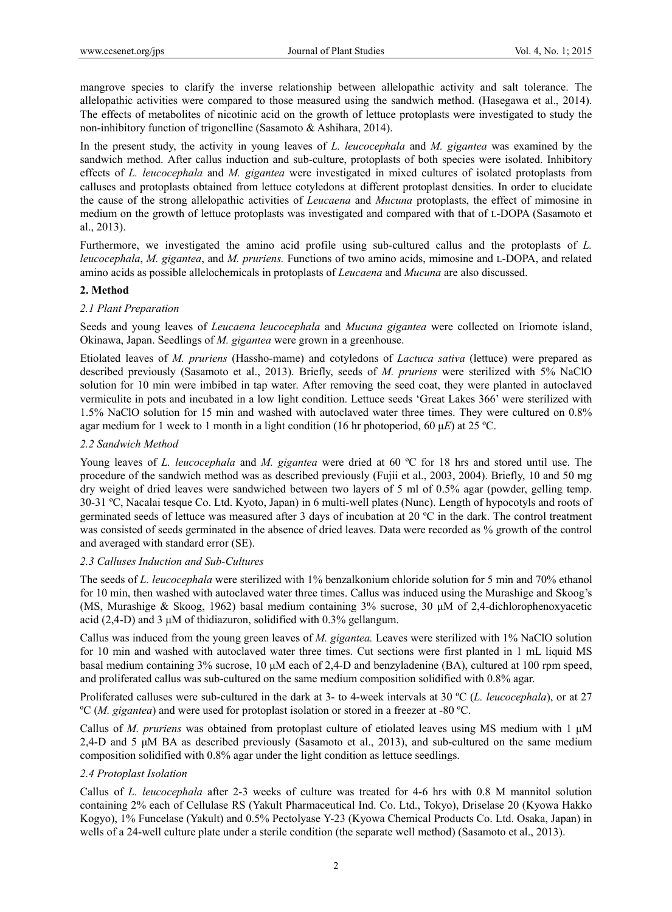mangrove species to clarify the inverse relationship between allelopathic activity and salt tolerance. The allelopathic activities were compared to those measured using the sandwich method. (Hasegawa et al., 2014). The effects of metabolites of nicotinic acid on the growth of lettuce protoplasts were investigated to study the non-inhibitory function of trigonelline (Sasamoto & Ashihara, 2014).

In the present study, the activity in young leaves of *L. leucocephala* and *M. gigantea* was examined by the sandwich method. After callus induction and sub-culture, protoplasts of both species were isolated. Inhibitory effects of *L. leucocephala* and *M. gigantea* were investigated in mixed cultures of isolated protoplasts from calluses and protoplasts obtained from lettuce cotyledons at different protoplast densities. In order to elucidate the cause of the strong allelopathic activities of *Leucaena* and *Mucuna* protoplasts, the effect of mimosine in medium on the growth of lettuce protoplasts was investigated and compared with that of L-DOPA (Sasamoto et al., 2013).

Furthermore, we investigated the amino acid profile using sub-cultured callus and the protoplasts of *L. leucocephala*, *M. gigantea*, and *M. pruriens.* Functions of two amino acids, mimosine and L-DOPA, and related amino acids as possible allelochemicals in protoplasts of *Leucaena* and *Mucuna* are also discussed.

## 2. Method

### *2.1 Plant Preparation*

Seeds and young leaves of *Leucaena leucocephala* and *Mucuna gigantea* were collected on Iriomote island, Okinawa, Japan. Seedlings of *M. gigantea* were grown in a greenhouse.

Etiolated leaves of *M. pruriens* (Hassho-mame) and cotyledons of *Lactuca sativa* (lettuce) were prepared as described previously (Sasamoto et al., 2013). Briefly, seeds of *M. pruriens* were sterilized with 5% NaClO solution for 10 min were imbibed in tap water. After removing the seed coat, they were planted in autoclaved vermiculite in pots and incubated in a low light condition. Lettuce seeds 'Great Lakes 366' were sterilized with 1.5% NaClO solution for 15 min and washed with autoclaved water three times. They were cultured on 0.8% agar medium for 1 week to 1 month in a light condition (16 hr photoperiod, 60 μ*E*) at 25 ºC.

### *2.2 Sandwich Method*

Young leaves of *L. leucocephala* and *M. gigantea* were dried at 60 ºC for 18 hrs and stored until use. The procedure of the sandwich method was as described previously (Fujii et al., 2003, 2004). Briefly, 10 and 50 mg dry weight of dried leaves were sandwiched between two layers of 5 ml of 0.5% agar (powder, gelling temp. 30-31 ºC, Nacalai tesque Co. Ltd. Kyoto, Japan) in 6 multi-well plates (Nunc). Length of hypocotyls and roots of germinated seeds of lettuce was measured after 3 days of incubation at 20 ºC in the dark. The control treatment was consisted of seeds germinated in the absence of dried leaves. Data were recorded as % growth of the control and averaged with standard error (SE).

### *2.3 Calluses Induction and Sub-Cultures*

The seeds of *L. leucocephala* were sterilized with 1% benzalkonium chloride solution for 5 min and 70% ethanol for 10 min, then washed with autoclaved water three times. Callus was induced using the Murashige and Skoog's (MS, Murashige & Skoog, 1962) basal medium containing 3% sucrose, 30 μM of 2,4-dichlorophenoxyacetic acid (2,4-D) and 3 μM of thidiazuron, solidified with 0.3% gellangum.

Callus was induced from the young green leaves of *M. gigantea.* Leaves were sterilized with 1% NaClO solution for 10 min and washed with autoclaved water three times. Cut sections were first planted in 1 mL liquid MS basal medium containing 3% sucrose, 10 μM each of 2,4-D and benzyladenine (BA), cultured at 100 rpm speed, and proliferated callus was sub-cultured on the same medium composition solidified with 0.8% agar.

Proliferated calluses were sub-cultured in the dark at 3- to 4-week intervals at 30 ºC (*L. leucocephala*), or at 27 ºC (*M. gigantea*) and were used for protoplast isolation or stored in a freezer at -80 ºC.

Callus of *M. pruriens* was obtained from protoplast culture of etiolated leaves using MS medium with 1 μM 2,4-D and 5 μM BA as described previously (Sasamoto et al., 2013), and sub-cultured on the same medium composition solidified with 0.8% agar under the light condition as lettuce seedlings.

### *2.4 Protoplast Isolation*

Callus of *L. leucocephala* after 2-3 weeks of culture was treated for 4-6 hrs with 0.8 M mannitol solution containing 2% each of Cellulase RS (Yakult Pharmaceutical Ind. Co. Ltd., Tokyo), Driselase 20 (Kyowa Hakko Kogyo), 1% Funcelase (Yakult) and 0.5% Pectolyase Y-23 (Kyowa Chemical Products Co. Ltd. Osaka, Japan) in wells of a 24-well culture plate under a sterile condition (the separate well method) (Sasamoto et al., 2013).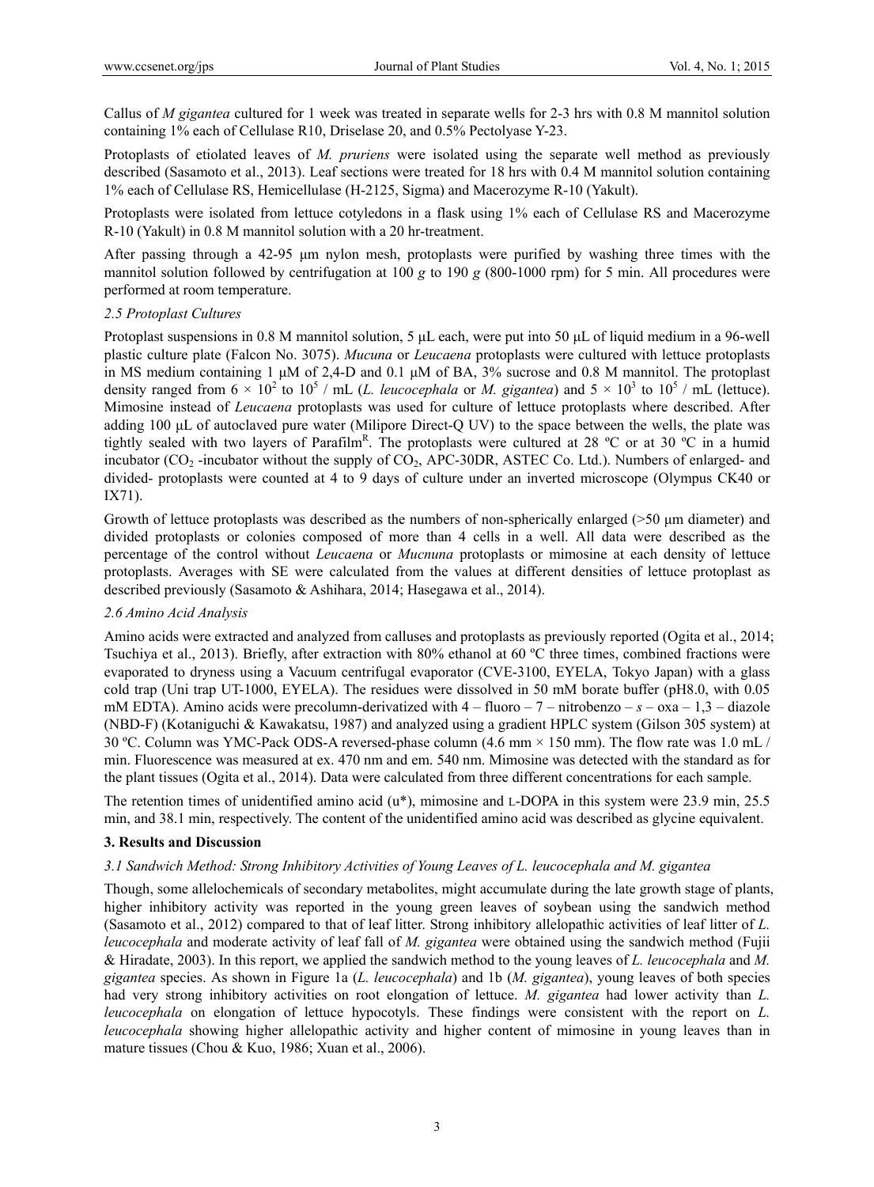Callus of *M gigantea* cultured for 1 week was treated in separate wells for 2-3 hrs with 0.8 M mannitol solution containing 1% each of Cellulase R10, Driselase 20, and 0.5% Pectolyase Y-23.

Protoplasts of etiolated leaves of *M. pruriens* were isolated using the separate well method as previously described (Sasamoto et al., 2013). Leaf sections were treated for 18 hrs with 0.4 M mannitol solution containing 1% each of Cellulase RS, Hemicellulase (H-2125, Sigma) and Macerozyme R-10 (Yakult).

Protoplasts were isolated from lettuce cotyledons in a flask using 1% each of Cellulase RS and Macerozyme R-10 (Yakult) in 0.8 M mannitol solution with a 20 hr-treatment.

After passing through a 42-95 µm nylon mesh, protoplasts were purified by washing three times with the mannitol solution followed by centrifugation at 100 *g* to 190 *g* (800-1000 rpm) for 5 min. All procedures were performed at room temperature.

### *2.5 Protoplast Cultures*

Protoplast suspensions in 0.8 M mannitol solution, 5 µL each, were put into 50 µL of liquid medium in a 96-well plastic culture plate (Falcon No. 3075). *Mucuna* or *Leucaena* protoplasts were cultured with lettuce protoplasts in MS medium containing 1 µM of 2,4-D and 0.1 µM of BA, 3% sucrose and 0.8 M mannitol. The protoplast density ranged from $6 \times 10^2$ to $10^5$ / mL (*L. leucocephala* or *M. gigantea*) and $5 \times 10^3$ to $10^5$ / mL (lettuce). Mimosine instead of *Leucaena* protoplasts was used for culture of lettuce protoplasts where described. After adding 100 µL of autoclaved pure water (Milipore Direct-Q UV) to the space between the wells, the plate was tightly sealed with two layers of Parafilm[R]. The protoplasts were cultured at 28 ºC or at 30 ºC in a humid incubator ($CO_2$ -incubator without the supply of $CO_2$, APC-30DR, ASTEC Co. Ltd.). Numbers of enlarged- and divided- protoplasts were counted at 4 to 9 days of culture under an inverted microscope (Olympus CK40 or IX71).

Growth of lettuce protoplasts was described as the numbers of non-spherically enlarged (>50 µm diameter) and divided protoplasts or colonies composed of more than 4 cells in a well. All data were described as the percentage of the control without *Leucaena* or *Mucnuna* protoplasts or mimosine at each density of lettuce protoplasts. Averages with SE were calculated from the values at different densities of lettuce protoplast as described previously (Sasamoto & Ashihara, 2014; Hasegawa et al., 2014).

### *2.6 Amino Acid Analysis*

Amino acids were extracted and analyzed from calluses and protoplasts as previously reported (Ogita et al., 2014; Tsuchiya et al., 2013). Briefly, after extraction with 80% ethanol at 60 ºC three times, combined fractions were evaporated to dryness using a Vacuum centrifugal evaporator (CVE-3100, EYELA, Tokyo Japan) with a glass cold trap (Uni trap UT-1000, EYELA). The residues were dissolved in 50 mM borate buffer (pH8.0, with 0.05 mM EDTA). Amino acids were precolumn-derivatized with 4 – fluoro – 7 – nitrobenzo – *s* – oxa – 1,3 – diazole (NBD-F) (Kotaniguchi & Kawakatsu, 1987) and analyzed using a gradient HPLC system (Gilson 305 system) at 30 ºC. Column was YMC-Pack ODS-A reversed-phase column (4.6 mm × 150 mm). The flow rate was 1.0 mL / min. Fluorescence was measured at ex. 470 nm and em. 540 nm. Mimosine was detected with the standard as for the plant tissues (Ogita et al., 2014). Data were calculated from three different concentrations for each sample.

The retention times of unidentified amino acid (u*), mimosine and L-DOPA in this system were 23.9 min, 25.5 min, and 38.1 min, respectively. The content of the unidentified amino acid was described as glycine equivalent.

## 3. Results and Discussion

### *3.1 Sandwich Method: Strong Inhibitory Activities of Young Leaves of L. leucocephala and M. gigantea*

Though, some allelochemicals of secondary metabolites, might accumulate during the late growth stage of plants, higher inhibitory activity was reported in the young green leaves of soybean using the sandwich method (Sasamoto et al., 2012) compared to that of leaf litter. Strong inhibitory allelopathic activities of leaf litter of *L. leucocephala* and moderate activity of leaf fall of *M. gigantea* were obtained using the sandwich method (Fujii & Hiradate, 2003). In this report, we applied the sandwich method to the young leaves of *L. leucocephala* and *M. gigantea* species. As shown in Figure 1a (*L. leucocephala*) and 1b (*M. gigantea*), young leaves of both species had very strong inhibitory activities on root elongation of lettuce. *M. gigantea* had lower activity than *L. leucocephala* on elongation of lettuce hypocotyls. These findings were consistent with the report on *L. leucocephala* showing higher allelopathic activity and higher content of mimosine in young leaves than in mature tissues (Chou & Kuo, 1986; Xuan et al., 2006).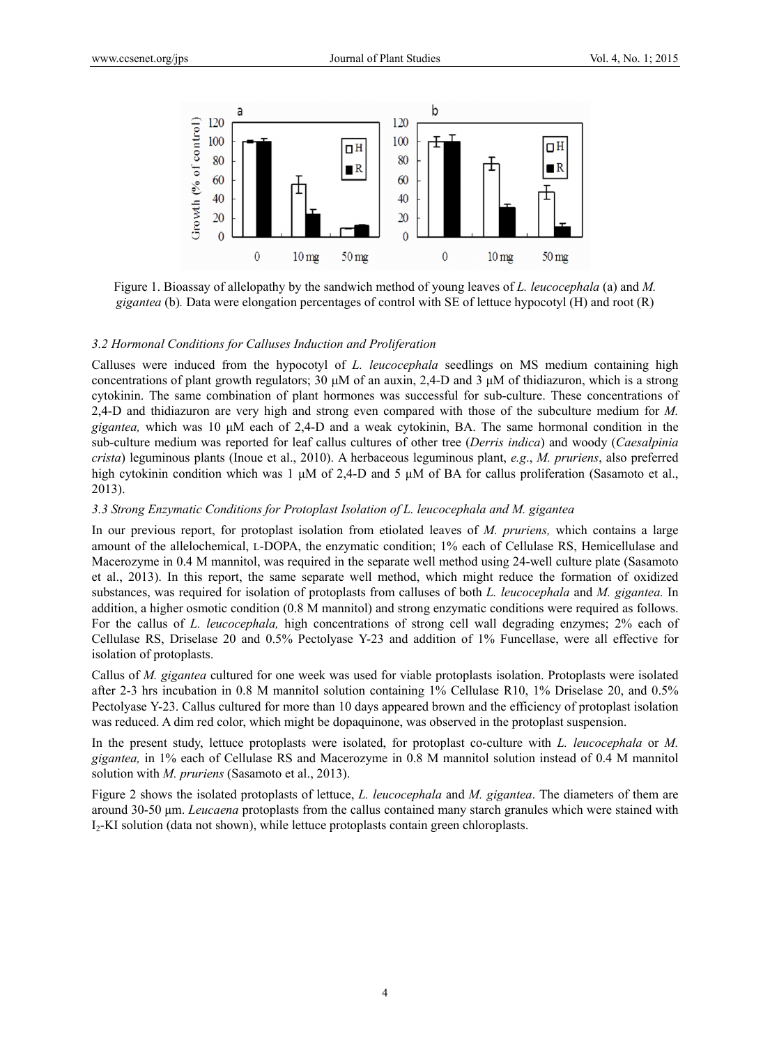Figure 1. Bioassay of allelopathy by the sandwich method of young leaves of *L. leucocephala* (a) and *M. gigantea* (b)*.* Data were elongation percentages of control with SE of lettuce hypocotyl (H) and root (R)

### *3.2 Hormonal Conditions for Calluses Induction and Proliferation*

Calluses were induced from the hypocotyl of *L. leucocephala* seedlings on MS medium containing high concentrations of plant growth regulators; 30 μM of an auxin, 2,4-D and 3 μM of thidiazuron, which is a strong cytokinin. The same combination of plant hormones was successful for sub-culture. These concentrations of 2,4-D and thidiazuron are very high and strong even compared with those of the subculture medium for *M. gigantea,* which was 10 μM each of 2,4-D and a weak cytokinin, BA. The same hormonal condition in the sub-culture medium was reported for leaf callus cultures of other tree (*Derris indica*) and woody (*Caesalpinia crista*) leguminous plants (Inoue et al., 2010). A herbaceous leguminous plant, *e.g*., *M. pruriens*, also preferred high cytokinin condition which was 1 μM of 2,4-D and 5 μM of BA for callus proliferation (Sasamoto et al., 2013).

### *3.3 Strong Enzymatic Conditions for Protoplast Isolation of L. leucocephala and M. gigantea*

In our previous report, for protoplast isolation from etiolated leaves of *M. pruriens,* which contains a large amount of the allelochemical, L-DOPA, the enzymatic condition; 1% each of Cellulase RS, Hemicellulase and Macerozyme in 0.4 M mannitol, was required in the separate well method using 24-well culture plate (Sasamoto et al., 2013). In this report, the same separate well method, which might reduce the formation of oxidized substances, was required for isolation of protoplasts from calluses of both *L. leucocephala* and *M. gigantea.* In addition, a higher osmotic condition (0.8 M mannitol) and strong enzymatic conditions were required as follows. For the callus of *L. leucocephala,* high concentrations of strong cell wall degrading enzymes; 2% each of Cellulase RS, Driselase 20 and 0.5% Pectolyase Y-23 and addition of 1% Funcellase, were all effective for isolation of protoplasts.

Callus of *M. gigantea* cultured for one week was used for viable protoplasts isolation. Protoplasts were isolated after 2-3 hrs incubation in 0.8 M mannitol solution containing 1% Cellulase R10, 1% Driselase 20, and 0.5% Pectolyase Y-23. Callus cultured for more than 10 days appeared brown and the efficiency of protoplast isolation was reduced. A dim red color, which might be dopaquinone, was observed in the protoplast suspension.

In the present study, lettuce protoplasts were isolated, for protoplast co-culture with *L. leucocephala* or *M. gigantea,* in 1% each of Cellulase RS and Macerozyme in 0.8 M mannitol solution instead of 0.4 M mannitol solution with *M. pruriens* (Sasamoto et al., 2013).

Figure 2 shows the isolated protoplasts of lettuce, *L. leucocephala* and *M. gigantea*. The diameters of them are around 30-50 μm. *Leucaena* protoplasts from the callus contained many starch granules which were stained with $I_2$-KI solution (data not shown), while lettuce protoplasts contain green chloroplasts.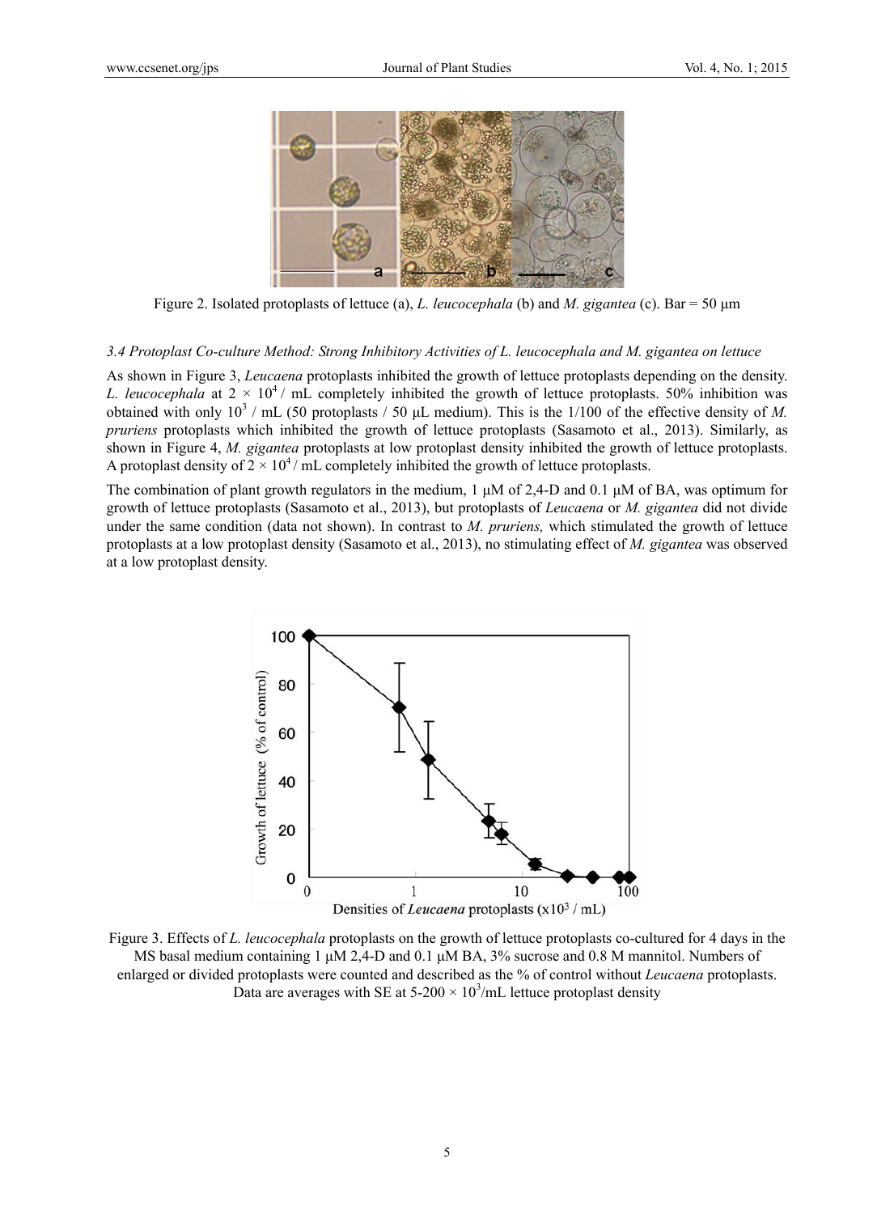Figure 2. Isolated protoplasts of lettuce (a), *L. leucocephala* (b) and *M. gigantea* (c). Bar = 50 μm

### 3.4 Protoplast Co-culture Method: Strong Inhibitory Activities of *L. leucocephala* and *M. gigantea* on lettuce

As shown in Figure 3, *Leucaena* protoplasts inhibited the growth of lettuce protoplasts depending on the density. *L. leucocephala* at $2 \times 10^4$ / mL completely inhibited the growth of lettuce protoplasts. 50% inhibition was obtained with only $10^3$ / mL (50 protoplasts / 50 μL medium). This is the 1/100 of the effective density of *M. pruriens* protoplasts which inhibited the growth of lettuce protoplasts (Sasamoto et al., 2013). Similarly, as shown in Figure 4, *M. gigantea* protoplasts at low protoplast density inhibited the growth of lettuce protoplasts. A protoplast density of $2 \times 10^4$ / mL completely inhibited the growth of lettuce protoplasts.

The combination of plant growth regulators in the medium, 1 μM of 2,4-D and 0.1 μM of BA, was optimum for growth of lettuce protoplasts (Sasamoto et al., 2013), but protoplasts of *Leucaena* or *M. gigantea* did not divide under the same condition (data not shown). In contrast to *M. pruriens,* which stimulated the growth of lettuce protoplasts at a low protoplast density (Sasamoto et al., 2013), no stimulating effect of *M. gigantea* was observed at a low protoplast density.

Figure 3. Effects of *L. leucocephala* protoplasts on the growth of lettuce protoplasts co-cultured for 4 days in the MS basal medium containing 1 μM 2,4-D and 0.1 μM BA, 3% sucrose and 0.8 M mannitol. Numbers of enlarged or divided protoplasts were counted and described as the % of control without *Leucaena* protoplasts. Data are averages with SE at 5-200 × $10^3$/mL lettuce protoplast density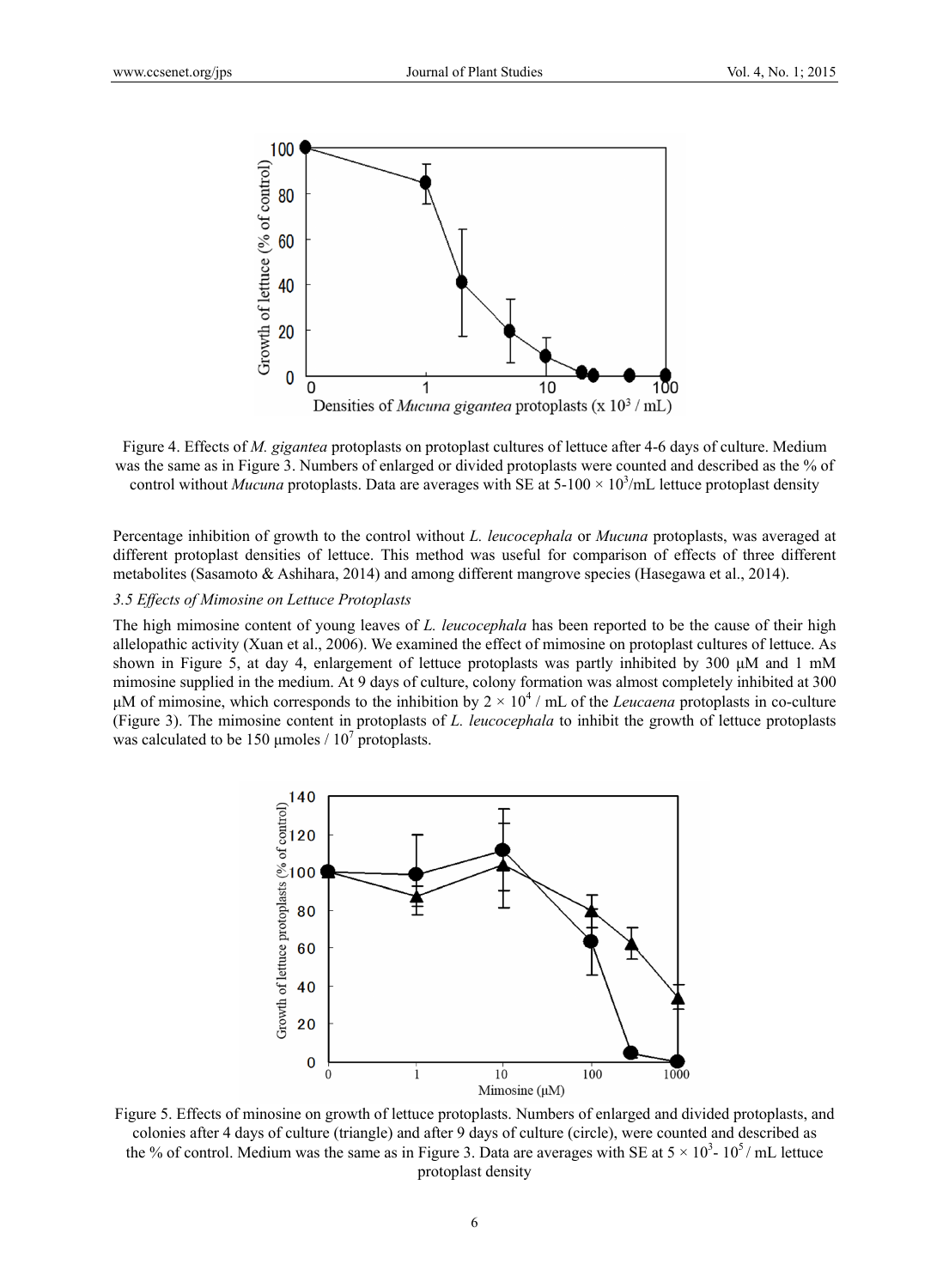Figure 4. Effects of *M. gigantea* protoplasts on protoplast cultures of lettuce after 4-6 days of culture. Medium was the same as in Figure 3. Numbers of enlarged or divided protoplasts were counted and described as the % of control without *Mucuna* protoplasts. Data are averages with SE at 5-100 × $10^3$/mL lettuce protoplast density

Percentage inhibition of growth to the control without *L. leucocephala* or *Mucuna* protoplasts, was averaged at different protoplast densities of lettuce. This method was useful for comparison of effects of three different metabolites (Sasamoto & Ashihara, 2014) and among different mangrove species (Hasegawa et al., 2014).

### *3.5 Effects of Mimosine on Lettuce Protoplasts*

The high mimosine content of young leaves of *L. leucocephala* has been reported to be the cause of their high allelopathic activity (Xuan et al., 2006). We examined the effect of mimosine on protoplast cultures of lettuce. As shown in Figure 5, at day 4, enlargement of lettuce protoplasts was partly inhibited by 300 µM and 1 mM mimosine supplied in the medium. At 9 days of culture, colony formation was almost completely inhibited at 300 µM of mimosine, which corresponds to the inhibition by 2 × $10^4$ / mL of the *Leucaena* protoplasts in co-culture (Figure 3). The mimosine content in protoplasts of *L. leucocephala* to inhibit the growth of lettuce protoplasts was calculated to be 150 µmoles / $10^7$ protoplasts.

Figure 5. Effects of minosine on growth of lettuce protoplasts. Numbers of enlarged and divided protoplasts, and colonies after 4 days of culture (triangle) and after 9 days of culture (circle), were counted and described as the % of control. Medium was the same as in Figure 3. Data are averages with SE at 5 × $10^3$- $10^5$ / mL lettuce protoplast density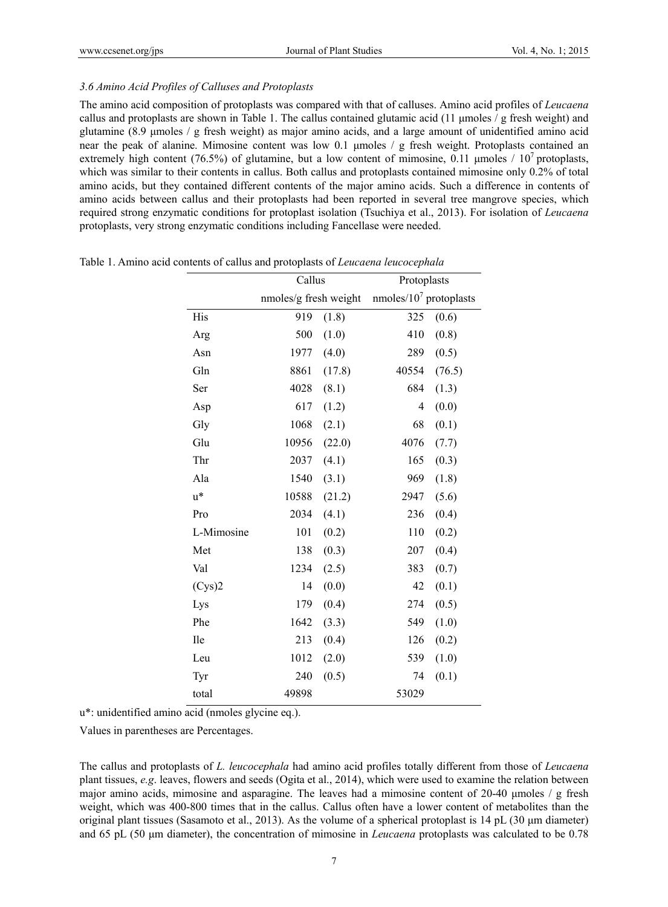### *3.6 Amino Acid Profiles of Calluses and Protoplasts*

The amino acid composition of protoplasts was compared with that of calluses. Amino acid profiles of *Leucaena* callus and protoplasts are shown in Table 1. The callus contained glutamic acid (11 µmoles / g fresh weight) and glutamine (8.9 µmoles / g fresh weight) as major amino acids, and a large amount of unidentified amino acid near the peak of alanine. Mimosine content was low 0.1 µmoles / g fresh weight. Protoplasts contained an extremely high content (76.5%) of glutamine, but a low content of mimosine, 0.11 µmoles / $10^7$ protoplasts, which was similar to their contents in callus. Both callus and protoplasts contained mimosine only 0.2% of total amino acids, but they contained different contents of the major amino acids. Such a difference in contents of amino acids between callus and their protoplasts had been reported in several tree mangrove species, which required strong enzymatic conditions for protoplast isolation (Tsuchiya et al., 2013). For isolation of *Leucaena* protoplasts, very strong enzymatic conditions including Fancellase were needed.

Table 1. Amino acid contents of callus and protoplasts of *Leucaena leucocephala*

| | Callus | | Protoplasts | |
|---|---|---|---|---|
| | nmoles/g fresh weight | | nmoles/$10^7$ protoplasts | |
| His | 919 | (1.8) | 325 | (0.6) |
| Arg | 500 | (1.0) | 410 | (0.8) |
| Asn | 1977 | (4.0) | 289 | (0.5) |
| Gln | 8861 | (17.8) | 40554 | (76.5) |
| Ser | 4028 | (8.1) | 684 | (1.3) |
| Asp | 617 | (1.2) | 4 | (0.0) |
| Gly | 1068 | (2.1) | 68 | (0.1) |
| Glu | 10956 | (22.0) | 4076 | (7.7) |
| Thr | 2037 | (4.1) | 165 | (0.3) |
| Ala | 1540 | (3.1) | 969 | (1.8) |
| u* | 10588 | (21.2) | 2947 | (5.6) |
| Pro | 2034 | (4.1) | 236 | (0.4) |
| L-Mimosine | 101 | (0.2) | 110 | (0.2) |
| Met | 138 | (0.3) | 207 | (0.4) |
| Val | 1234 | (2.5) | 383 | (0.7) |
| (Cys)2 | 14 | (0.0) | 42 | (0.1) |
| Lys | 179 | (0.4) | 274 | (0.5) |
| Phe | 1642 | (3.3) | 549 | (1.0) |
| Ile | 213 | (0.4) | 126 | (0.2) |
| Leu | 1012 | (2.0) | 539 | (1.0) |
| Tyr | 240 | (0.5) | 74 | (0.1) |
| total | 49898 | | 53029 | |

u*: unidentified amino acid (nmoles glycine eq.).

Values in parentheses are Percentages.

The callus and protoplasts of *L. leucocephala* had amino acid profiles totally different from those of *Leucaena* plant tissues, *e.g*. leaves, flowers and seeds (Ogita et al., 2014), which were used to examine the relation between major amino acids, mimosine and asparagine. The leaves had a mimosine content of 20-40 µmoles / g fresh weight, which was 400-800 times that in the callus. Callus often have a lower content of metabolites than the original plant tissues (Sasamoto et al., 2013). As the volume of a spherical protoplast is 14 pL (30 µm diameter) and 65 pL (50 µm diameter), the concentration of mimosine in *Leucaena* protoplasts was calculated to be 0.78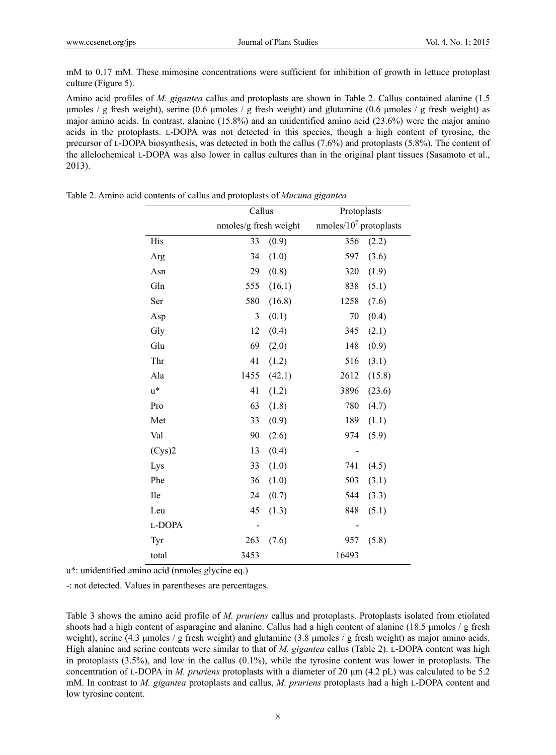mM to 0.17 mM. These mimosine concentrations were sufficient for inhibition of growth in lettuce protoplast culture (Figure 5).

Amino acid profiles of *M. gigantea* callus and protoplasts are shown in Table 2. Callus contained alanine (1.5 μmoles / g fresh weight), serine (0.6 μmoles / g fresh weight) and glutamine (0.6 μmoles / g fresh weight) as major amino acids. In contrast, alanine (15.8%) and an unidentified amino acid (23.6%) were the major amino acids in the protoplasts. L-DOPA was not detected in this species, though a high content of tyrosine, the precursor of L-DOPA biosynthesis, was detected in both the callus (7.6%) and protoplasts (5.8%). The content of the allelochemical L-DOPA was also lower in callus cultures than in the original plant tissues (Sasamoto et al., 2013).

Table 2. Amino acid contents of callus and protoplasts of *Mucuna gigantea*

| | Callus | | Protoplasts | |
|---|---|---|---|---|
| | nmoles/g fresh weight | | nmoles/$10^7$ protoplasts | |
| His | 33 | (0.9) | 356 | (2.2) |
| Arg | 34 | (1.0) | 597 | (3.6) |
| Asn | 29 | (0.8) | 320 | (1.9) |
| Gln | 555 | (16.1) | 838 | (5.1) |
| Ser | 580 | (16.8) | 1258 | (7.6) |
| Asp | 3 | (0.1) | 70 | (0.4) |
| Gly | 12 | (0.4) | 345 | (2.1) |
| Glu | 69 | (2.0) | 148 | (0.9) |
| Thr | 41 | (1.2) | 516 | (3.1) |
| Ala | 1455 | (42.1) | 2612 | (15.8) |
| u* | 41 | (1.2) | 3896 | (23.6) |
| Pro | 63 | (1.8) | 780 | (4.7) |
| Met | 33 | (0.9) | 189 | (1.1) |
| Val | 90 | (2.6) | 974 | (5.9) |
| (Cys)2 | 13 | (0.4) | - | |
| Lys | 33 | (1.0) | 741 | (4.5) |
| Phe | 36 | (1.0) | 503 | (3.1) |
| Ile | 24 | (0.7) | 544 | (3.3) |
| Leu | 45 | (1.3) | 848 | (5.1) |
| L-DOPA | - | | - | |
| Tyr | 263 | (7.6) | 957 | (5.8) |
| total | 3453 | | 16493 | |

u*: unidentified amino acid (nmoles glycine eq.)

-: not detected. Values in parentheses are percentages.

Table 3 shows the amino acid profile of *M. pruriens* callus and protoplasts. Protoplasts isolated from etiolated shoots had a high content of asparagine and alanine. Callus had a high content of alanine (18.5 μmoles / g fresh weight), serine (4.3 μmoles / g fresh weight) and glutamine (3.8 μmoles / g fresh weight) as major amino acids. High alanine and serine contents were similar to that of *M. gigantea* callus (Table 2). L-DOPA content was high in protoplasts (3.5%), and low in the callus (0.1%), while the tyrosine content was lower in protoplasts. The concentration of L-DOPA in *M. pruriens* protoplasts with a diameter of 20 μm (4.2 pL) was calculated to be 5.2 mM. In contrast to *M. gigantea* protoplasts and callus, *M. pruriens* protoplasts had a high L-DOPA content and low tyrosine content.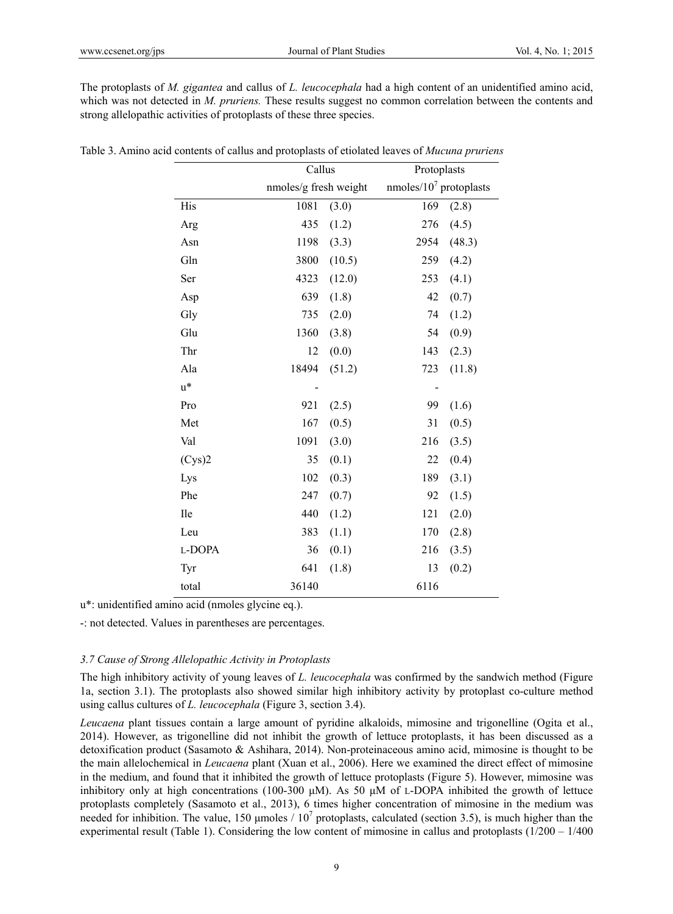The protoplasts of *M. gigantea* and callus of *L. leucocephala* had a high content of an unidentified amino acid, which was not detected in *M. pruriens.* These results suggest no common correlation between the contents and strong allelopathic activities of protoplasts of these three species.

Table 3. Amino acid contents of callus and protoplasts of etiolated leaves of *Mucuna pruriens*

| | Callus | | Protoplasts | |
|---|---|---|---|---|
| | nmoles/g fresh weight | | nmoles/$10^7$ protoplasts | |
| His | 1081 | (3.0) | 169 | (2.8) |
| Arg | 435 | (1.2) | 276 | (4.5) |
| Asn | 1198 | (3.3) | 2954 | (48.3) |
| Gln | 3800 | (10.5) | 259 | (4.2) |
| Ser | 4323 | (12.0) | 253 | (4.1) |
| Asp | 639 | (1.8) | 42 | (0.7) |
| Gly | 735 | (2.0) | 74 | (1.2) |
| Glu | 1360 | (3.8) | 54 | (0.9) |
| Thr | 12 | (0.0) | 143 | (2.3) |
| Ala | 18494 | (51.2) | 723 | (11.8) |
| u* | - | | - | |
| Pro | 921 | (2.5) | 99 | (1.6) |
| Met | 167 | (0.5) | 31 | (0.5) |
| Val | 1091 | (3.0) | 216 | (3.5) |
| (Cys)2 | 35 | (0.1) | 22 | (0.4) |
| Lys | 102 | (0.3) | 189 | (3.1) |
| Phe | 247 | (0.7) | 92 | (1.5) |
| Ile | 440 | (1.2) | 121 | (2.0) |
| Leu | 383 | (1.1) | 170 | (2.8) |
| L-DOPA | 36 | (0.1) | 216 | (3.5) |
| Tyr | 641 | (1.8) | 13 | (0.2) |
| total | 36140 | | 6116 | |

u*: unidentified amino acid (nmoles glycine eq.).

-: not detected. Values in parentheses are percentages.

### *3.7 Cause of Strong Allelopathic Activity in Protoplasts*

The high inhibitory activity of young leaves of *L. leucocephala* was confirmed by the sandwich method (Figure 1a, section 3.1). The protoplasts also showed similar high inhibitory activity by protoplast co-culture method using callus cultures of *L. leucocephala* (Figure 3, section 3.4).

*Leucaena* plant tissues contain a large amount of pyridine alkaloids, mimosine and trigonelline (Ogita et al., 2014). However, as trigonelline did not inhibit the growth of lettuce protoplasts, it has been discussed as a detoxification product (Sasamoto & Ashihara, 2014). Non-proteinaceous amino acid, mimosine is thought to be the main allelochemical in *Leucaena* plant (Xuan et al., 2006). Here we examined the direct effect of mimosine in the medium, and found that it inhibited the growth of lettuce protoplasts (Figure 5). However, mimosine was inhibitory only at high concentrations (100-300 μM). As 50 μM of L-DOPA inhibited the growth of lettuce protoplasts completely (Sasamoto et al., 2013), 6 times higher concentration of mimosine in the medium was needed for inhibition. The value, 150 μmoles / $10^7$ protoplasts, calculated (section 3.5), is much higher than the experimental result (Table 1). Considering the low content of mimosine in callus and protoplasts (1/200 – 1/400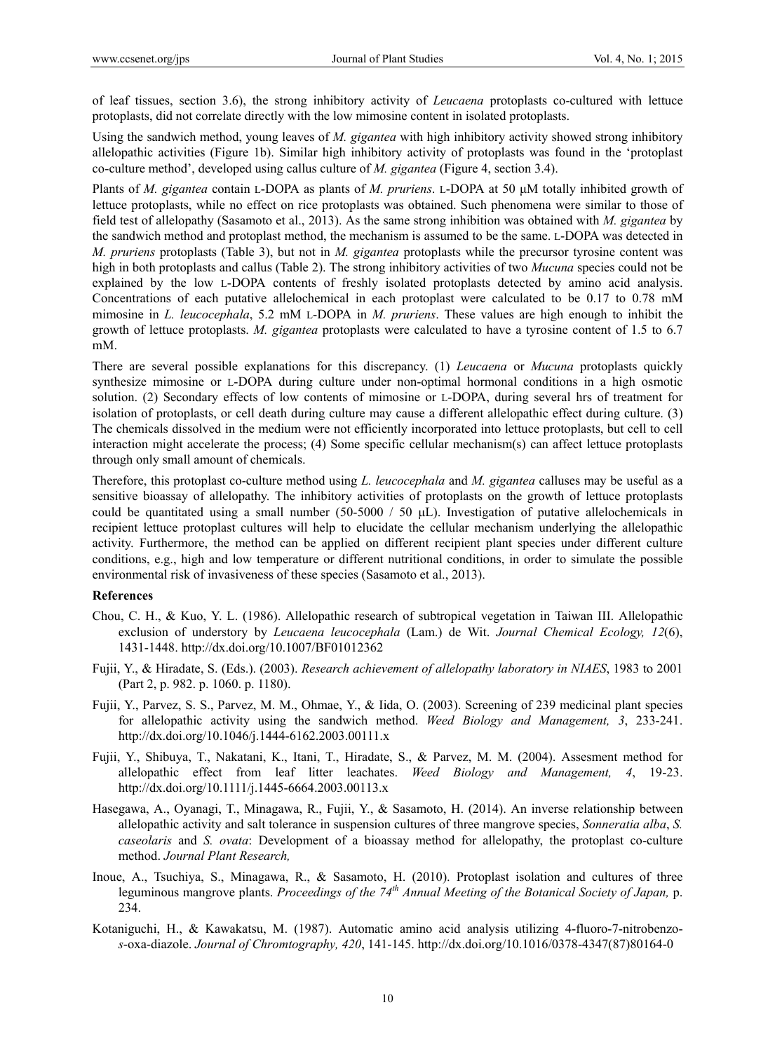of leaf tissues, section 3.6), the strong inhibitory activity of *Leucaena* protoplasts co-cultured with lettuce protoplasts, did not correlate directly with the low mimosine content in isolated protoplasts.

Using the sandwich method, young leaves of *M. gigantea* with high inhibitory activity showed strong inhibitory allelopathic activities (Figure 1b). Similar high inhibitory activity of protoplasts was found in the 'protoplast co-culture method', developed using callus culture of *M. gigantea* (Figure 4, section 3.4).

Plants of *M. gigantea* contain L-DOPA as plants of *M. pruriens*. L-DOPA at 50 μM totally inhibited growth of lettuce protoplasts, while no effect on rice protoplasts was obtained. Such phenomena were similar to those of field test of allelopathy (Sasamoto et al., 2013). As the same strong inhibition was obtained with *M. gigantea* by the sandwich method and protoplast method, the mechanism is assumed to be the same. L-DOPA was detected in *M. pruriens* protoplasts (Table 3), but not in *M. gigantea* protoplasts while the precursor tyrosine content was high in both protoplasts and callus (Table 2). The strong inhibitory activities of two *Mucuna* species could not be explained by the low L-DOPA contents of freshly isolated protoplasts detected by amino acid analysis. Concentrations of each putative allelochemical in each protoplast were calculated to be 0.17 to 0.78 mM mimosine in *L. leucocephala*, 5.2 mM L-DOPA in *M. pruriens*. These values are high enough to inhibit the growth of lettuce protoplasts. *M. gigantea* protoplasts were calculated to have a tyrosine content of 1.5 to 6.7 mM.

There are several possible explanations for this discrepancy. (1) *Leucaena* or *Mucuna* protoplasts quickly synthesize mimosine or L-DOPA during culture under non-optimal hormonal conditions in a high osmotic solution. (2) Secondary effects of low contents of mimosine or L-DOPA, during several hrs of treatment for isolation of protoplasts, or cell death during culture may cause a different allelopathic effect during culture. (3) The chemicals dissolved in the medium were not efficiently incorporated into lettuce protoplasts, but cell to cell interaction might accelerate the process; (4) Some specific cellular mechanism(s) can affect lettuce protoplasts through only small amount of chemicals.

Therefore, this protoplast co-culture method using *L. leucocephala* and *M. gigantea* calluses may be useful as a sensitive bioassay of allelopathy. The inhibitory activities of protoplasts on the growth of lettuce protoplasts could be quantitated using a small number (50-5000 / 50 μL). Investigation of putative allelochemicals in recipient lettuce protoplast cultures will help to elucidate the cellular mechanism underlying the allelopathic activity. Furthermore, the method can be applied on different recipient plant species under different culture conditions, e.g., high and low temperature or different nutritional conditions, in order to simulate the possible environmental risk of invasiveness of these species (Sasamoto et al., 2013).

**References**

Chou, C. H., & Kuo, Y. L. (1986). Allelopathic research of subtropical vegetation in Taiwan III. Allelopathic exclusion of understory by *Leucaena leucocephala* (Lam.) de Wit. *Journal Chemical Ecology, 12*(6), 1431-1448. http://dx.doi.org/10.1007/BF01012362

Fujii, Y., & Hiradate, S. (Eds.). (2003). *Research achievement of allelopathy laboratory in NIAES*, 1983 to 2001 (Part 2, p. 982. p. 1060. p. 1180).

Fujii, Y., Parvez, S. S., Parvez, M. M., Ohmae, Y., & Iida, O. (2003). Screening of 239 medicinal plant species for allelopathic activity using the sandwich method. *Weed Biology and Management, 3*, 233-241. http://dx.doi.org/10.1046/j.1444-6162.2003.00111.x

Fujii, Y., Shibuya, T., Nakatani, K., Itani, T., Hiradate, S., & Parvez, M. M. (2004). Assesment method for allelopathic effect from leaf litter leachates. *Weed Biology and Management, 4*, 19-23. http://dx.doi.org/10.1111/j.1445-6664.2003.00113.x

Hasegawa, A., Oyanagi, T., Minagawa, R., Fujii, Y., & Sasamoto, H. (2014). An inverse relationship between allelopathic activity and salt tolerance in suspension cultures of three mangrove species, *Sonneratia alba*, *S. caseolaris* and *S. ovata*: Development of a bioassay method for allelopathy, the protoplast co-culture method. *Journal Plant Research,*

Inoue, A., Tsuchiya, S., Minagawa, R., & Sasamoto, H. (2010). Protoplast isolation and cultures of three leguminous mangrove plants. *Proceedings of the 74th Annual Meeting of the Botanical Society of Japan,* p. 234.

Kotaniguchi, H., & Kawakatsu, M. (1987). Automatic amino acid analysis utilizing 4-fluoro-7-nitrobenzo-*s*-oxa-diazole. *Journal of Chromtography, 420*, 141-145. http://dx.doi.org/10.1016/0378-4347(87)80164-0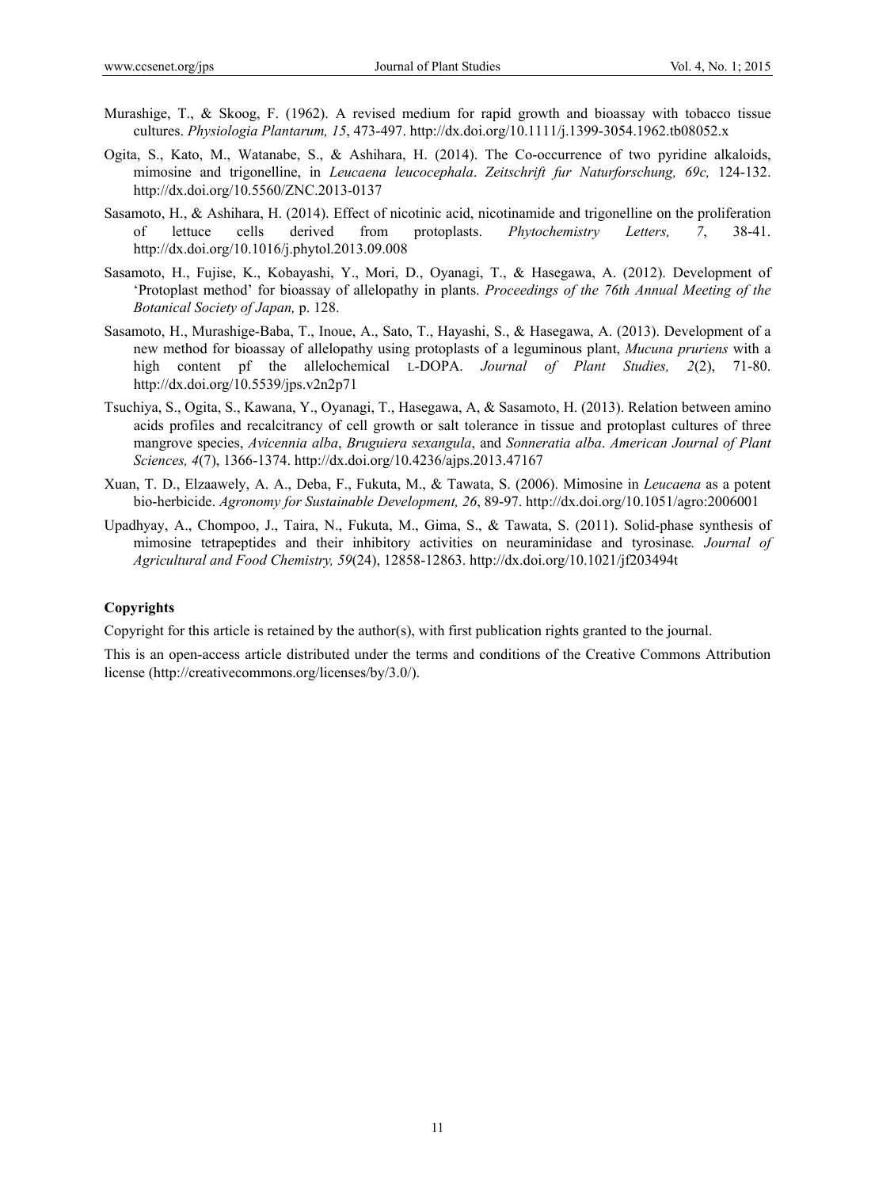Murashige, T., & Skoog, F. (1962). A revised medium for rapid growth and bioassay with tobacco tissue cultures. *Physiologia Plantarum, 15*, 473-497. http://dx.doi.org/10.1111/j.1399-3054.1962.tb08052.x

Ogita, S., Kato, M., Watanabe, S., & Ashihara, H. (2014). The Co-occurrence of two pyridine alkaloids, mimosine and trigonelline, in *Leucaena leucocephala*. *Zeitschrift fur Naturforschung, 69c,* 124-132. http://dx.doi.org/10.5560/ZNC.2013-0137

Sasamoto, H., & Ashihara, H. (2014). Effect of nicotinic acid, nicotinamide and trigonelline on the proliferation of lettuce cells derived from protoplasts. *Phytochemistry Letters, 7*, 38-41. http://dx.doi.org/10.1016/j.phytol.2013.09.008

Sasamoto, H., Fujise, K., Kobayashi, Y., Mori, D., Oyanagi, T., & Hasegawa, A. (2012). Development of 'Protoplast method' for bioassay of allelopathy in plants. *Proceedings of the 76th Annual Meeting of the Botanical Society of Japan,* p. 128.

Sasamoto, H., Murashige-Baba, T., Inoue, A., Sato, T., Hayashi, S., & Hasegawa, A. (2013). Development of a new method for bioassay of allelopathy using protoplasts of a leguminous plant, *Mucuna pruriens* with a high content pf the allelochemical L-DOPA. *Journal of Plant Studies, 2*(2), 71-80. http://dx.doi.org/10.5539/jps.v2n2p71

Tsuchiya, S., Ogita, S., Kawana, Y., Oyanagi, T., Hasegawa, A, & Sasamoto, H. (2013). Relation between amino acids profiles and recalcitrancy of cell growth or salt tolerance in tissue and protoplast cultures of three mangrove species, *Avicennia alba*, *Bruguiera sexangula*, and *Sonneratia alba*. *American Journal of Plant Sciences, 4*(7), 1366-1374. http://dx.doi.org/10.4236/ajps.2013.47167

Xuan, T. D., Elzaawely, A. A., Deba, F., Fukuta, M., & Tawata, S. (2006). Mimosine in *Leucaena* as a potent bio-herbicide. *Agronomy for Sustainable Development, 26*, 89-97. http://dx.doi.org/10.1051/agro:2006001

Upadhyay, A., Chompoo, J., Taira, N., Fukuta, M., Gima, S., & Tawata, S. (2011). Solid-phase synthesis of mimosine tetrapeptides and their inhibitory activities on neuraminidase and tyrosinase*. Journal of Agricultural and Food Chemistry, 59*(24), 12858-12863. http://dx.doi.org/10.1021/jf203494t

**Copyrights**

Copyright for this article is retained by the author(s), with first publication rights granted to the journal.

This is an open-access article distributed under the terms and conditions of the Creative Commons Attribution license (http://creativecommons.org/licenses/by/3.0/).